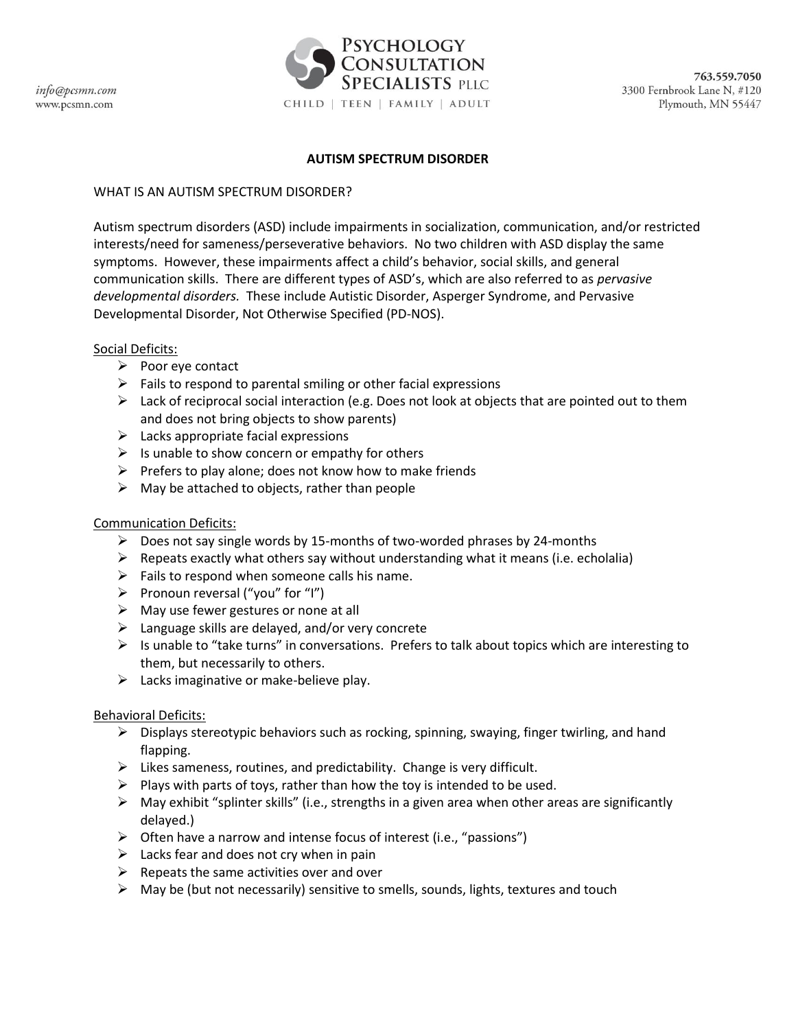info@pcsmn.com
www.pcsmn.com

PSYCHOLOGY CONSULTATION SPECIALISTS PLLC
CHILD | TEEN | FAMILY | ADULT

763.559.7050
3300 Fernbrook Lane N, #120
Plymouth, MN 55447

# AUTISM SPECTRUM DISORDER

## WHAT IS AN AUTISM SPECTRUM DISORDER?

Autism spectrum disorders (ASD) include impairments in socialization, communication, and/or restricted interests/need for sameness/perseverative behaviors. No two children with ASD display the same symptoms. However, these impairments affect a child's behavior, social skills, and general communication skills. There are different types of ASD's, which are also referred to as *pervasive developmental disorders.* These include Autistic Disorder, Asperger Syndrome, and Pervasive Developmental Disorder, Not Otherwise Specified (PD-NOS).

Social Deficits:

- Poor eye contact
- Fails to respond to parental smiling or other facial expressions
- Lack of reciprocal social interaction (e.g. Does not look at objects that are pointed out to them and does not bring objects to show parents)
- Lacks appropriate facial expressions
- Is unable to show concern or empathy for others
- Prefers to play alone; does not know how to make friends
- May be attached to objects, rather than people

Communication Deficits:

- Does not say single words by 15-months of two-worded phrases by 24-months
- Repeats exactly what others say without understanding what it means (i.e. echolalia)
- Fails to respond when someone calls his name.
- Pronoun reversal ("you" for "I")
- May use fewer gestures or none at all
- Language skills are delayed, and/or very concrete
- Is unable to "take turns" in conversations. Prefers to talk about topics which are interesting to them, but necessarily to others.
- Lacks imaginative or make-believe play.

Behavioral Deficits:

- Displays stereotypic behaviors such as rocking, spinning, swaying, finger twirling, and hand flapping.
- Likes sameness, routines, and predictability. Change is very difficult.
- Plays with parts of toys, rather than how the toy is intended to be used.
- May exhibit "splinter skills" (i.e., strengths in a given area when other areas are significantly delayed.)
- Often have a narrow and intense focus of interest (i.e., "passions")
- Lacks fear and does not cry when in pain
- Repeats the same activities over and over
- May be (but not necessarily) sensitive to smells, sounds, lights, textures and touch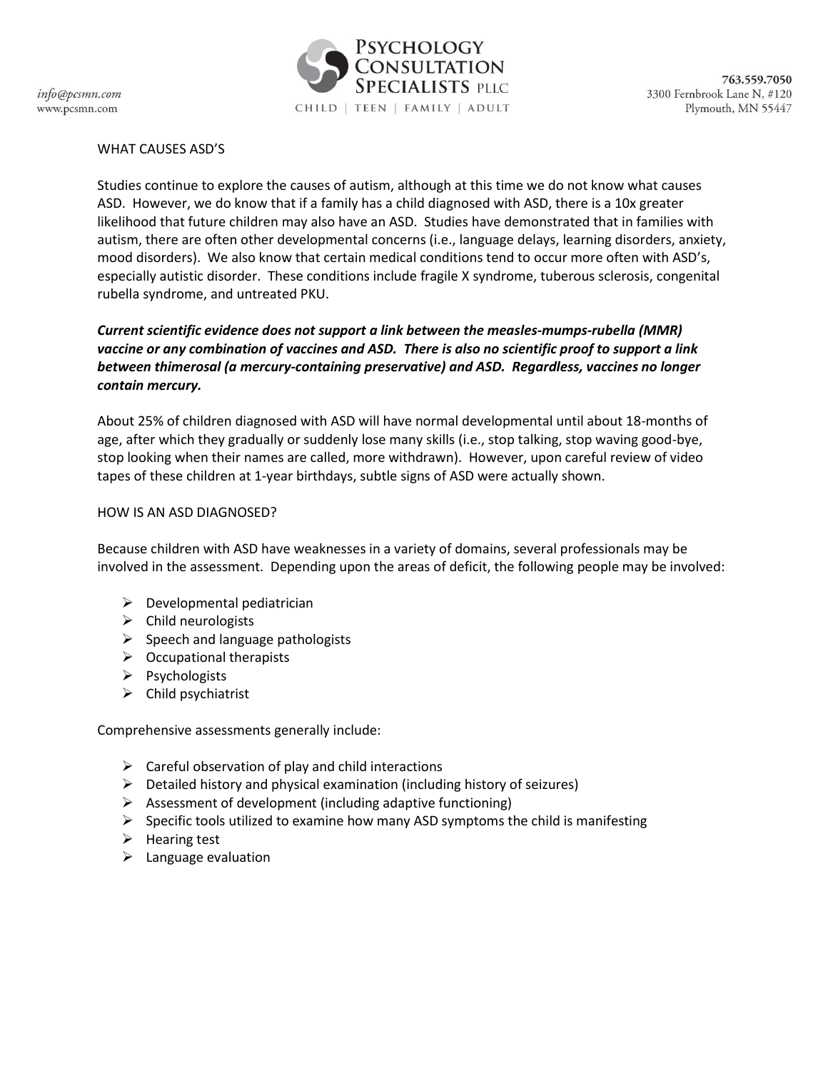## WHAT CAUSES ASD'S

Studies continue to explore the causes of autism, although at this time we do not know what causes ASD. However, we do know that if a family has a child diagnosed with ASD, there is a 10x greater likelihood that future children may also have an ASD. Studies have demonstrated that in families with autism, there are often other developmental concerns (i.e., language delays, learning disorders, anxiety, mood disorders). We also know that certain medical conditions tend to occur more often with ASD's, especially autistic disorder. These conditions include fragile X syndrome, tuberous sclerosis, congenital rubella syndrome, and untreated PKU.

***Current scientific evidence does not support a link between the measles-mumps-rubella (MMR) vaccine or any combination of vaccines and ASD. There is also no scientific proof to support a link between thimerosal (a mercury-containing preservative) and ASD. Regardless, vaccines no longer contain mercury.***

About 25% of children diagnosed with ASD will have normal developmental until about 18-months of age, after which they gradually or suddenly lose many skills (i.e., stop talking, stop waving good-bye, stop looking when their names are called, more withdrawn). However, upon careful review of video tapes of these children at 1-year birthdays, subtle signs of ASD were actually shown.

## HOW IS AN ASD DIAGNOSED?

Because children with ASD have weaknesses in a variety of domains, several professionals may be involved in the assessment. Depending upon the areas of deficit, the following people may be involved:

- Developmental pediatrician
- Child neurologists
- Speech and language pathologists
- Occupational therapists
- Psychologists
- Child psychiatrist

Comprehensive assessments generally include:

- Careful observation of play and child interactions
- Detailed history and physical examination (including history of seizures)
- Assessment of development (including adaptive functioning)
- Specific tools utilized to examine how many ASD symptoms the child is manifesting
- Hearing test
- Language evaluation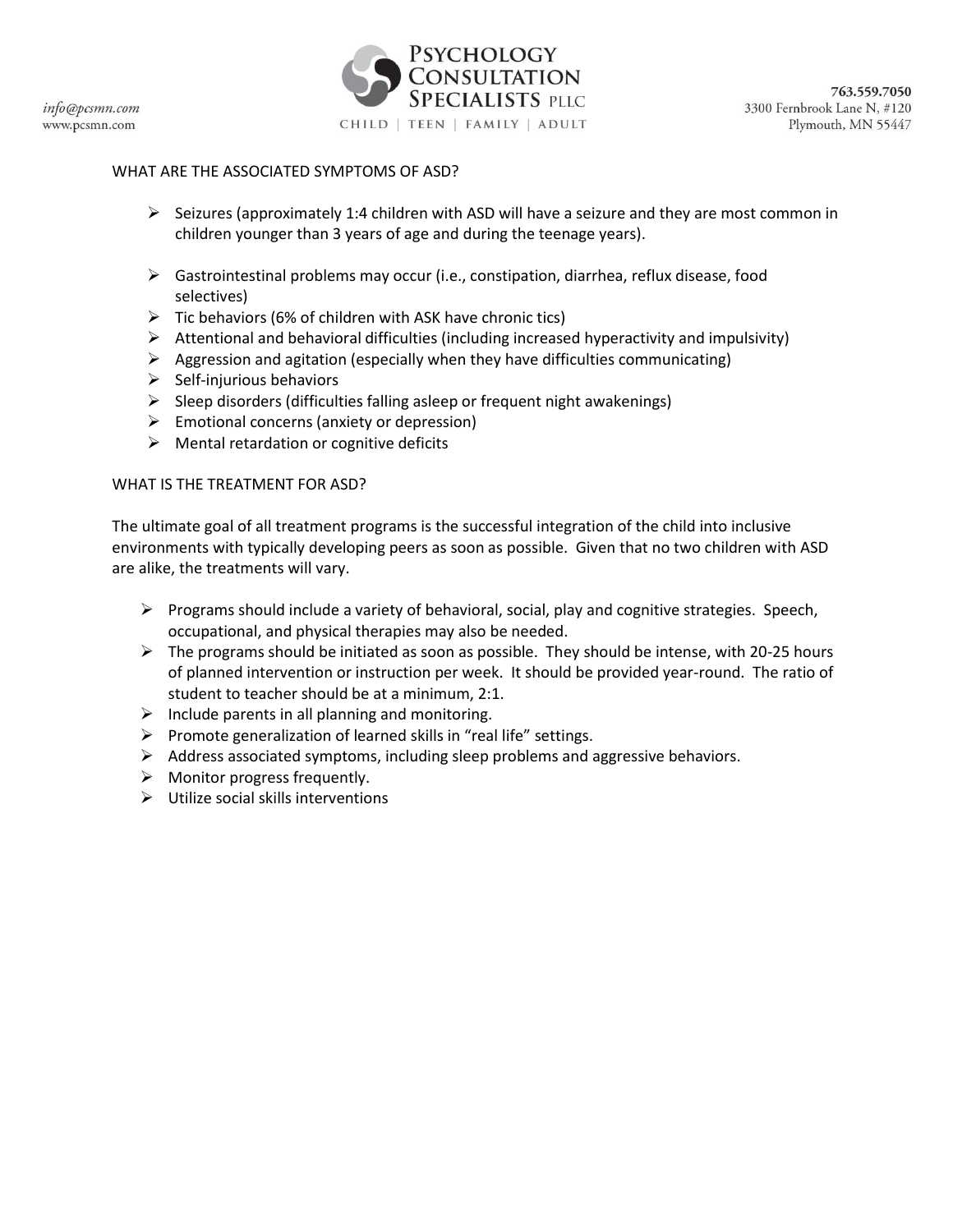## WHAT ARE THE ASSOCIATED SYMPTOMS OF ASD?

- Seizures (approximately 1:4 children with ASD will have a seizure and they are most common in children younger than 3 years of age and during the teenage years).
- Gastrointestinal problems may occur (i.e., constipation, diarrhea, reflux disease, food selectives)
- Tic behaviors (6% of children with ASK have chronic tics)
- Attentional and behavioral difficulties (including increased hyperactivity and impulsivity)
- Aggression and agitation (especially when they have difficulties communicating)
- Self-injurious behaviors
- Sleep disorders (difficulties falling asleep or frequent night awakenings)
- Emotional concerns (anxiety or depression)
- Mental retardation or cognitive deficits

## WHAT IS THE TREATMENT FOR ASD?

The ultimate goal of all treatment programs is the successful integration of the child into inclusive environments with typically developing peers as soon as possible. Given that no two children with ASD are alike, the treatments will vary.

- Programs should include a variety of behavioral, social, play and cognitive strategies. Speech, occupational, and physical therapies may also be needed.
- The programs should be initiated as soon as possible. They should be intense, with 20-25 hours of planned intervention or instruction per week. It should be provided year-round. The ratio of student to teacher should be at a minimum, 2:1.
- Include parents in all planning and monitoring.
- Promote generalization of learned skills in "real life" settings.
- Address associated symptoms, including sleep problems and aggressive behaviors.
- Monitor progress frequently.
- Utilize social skills interventions